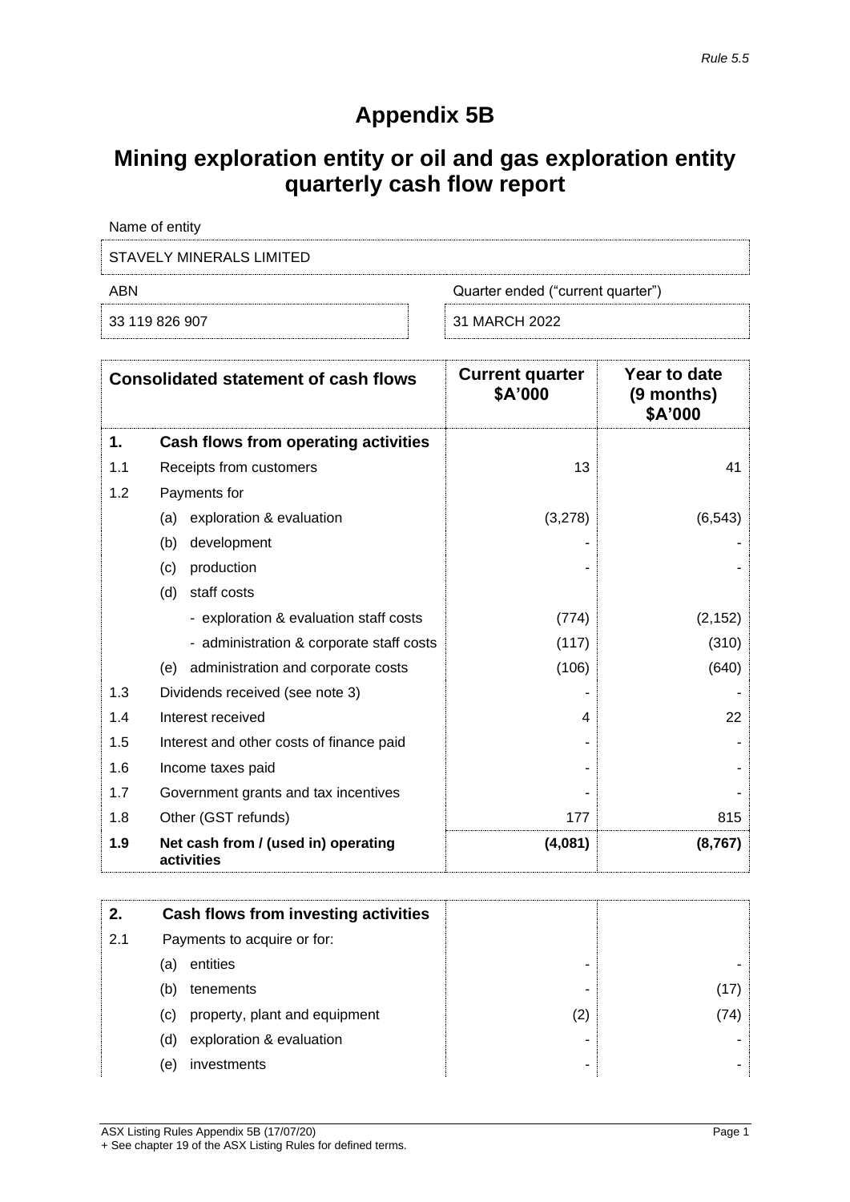*Rule 5.5*

# Appendix 5B

## Mining exploration entity or oil and gas exploration entity quarterly cash flow report

| Name of entity | |
|---|---|
| STAVELY MINERALS LIMITED | |
| **ABN** | **Quarter ended ("current quarter")** |
| 33 119 826 907 | 31 MARCH 2022 |

| | Consolidated statement of cash flows | Current quarter $A'000 | Year to date (9 months) $A'000 |
|---|---|---|---|
| **1.** | **Cash flows from operating activities** | | |
| 1.1 | Receipts from customers | 13 | 41 |
| 1.2 | Payments for | | |
| | (a) exploration & evaluation | (3,278) | (6,543) |
| | (b) development | - | - |
| | (c) production | - | - |
| | (d) staff costs | | |
| | - exploration & evaluation staff costs | (774) | (2,152) |
| | - administration & corporate staff costs | (117) | (310) |
| | (e) administration and corporate costs | (106) | (640) |
| 1.3 | Dividends received (see note 3) | - | - |
| 1.4 | Interest received | 4 | 22 |
| 1.5 | Interest and other costs of finance paid | - | - |
| 1.6 | Income taxes paid | - | - |
| 1.7 | Government grants and tax incentives | - | - |
| 1.8 | Other (GST refunds) | 177 | 815 |
| **1.9** | **Net cash from / (used in) operating activities** | **(4,081)** | **(8,767)** |

| **2.** | **Cash flows from investing activities** | | |
|---|---|---|---|
| 2.1 | Payments to acquire or for: | | |
| | (a) entities | - | - |
| | (b) tenements | - | (17) |
| | (c) property, plant and equipment | (2) | (74) |
| | (d) exploration & evaluation | - | - |
| | (e) investments | - | - |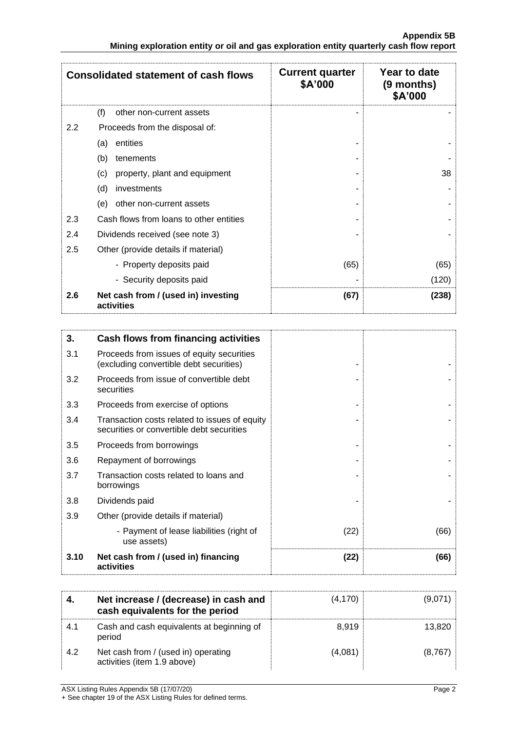| Consolidated statement of cash flows | | Current quarter \$A'000 | Year to date (9 months) \$A'000 |
|---|---|---|---|
| | (f) other non-current assets | - | - |
| 2.2 | Proceeds from the disposal of: | | |
| | (a) entities | - | - |
| | (b) tenements | - | - |
| | (c) property, plant and equipment | - | 38 |
| | (d) investments | - | - |
| | (e) other non-current assets | - | - |
| 2.3 | Cash flows from loans to other entities | - | - |
| 2.4 | Dividends received (see note 3) | - | - |
| 2.5 | Other (provide details if material) | | |
| | - Property deposits paid | (65) | (65) |
| | - Security deposits paid | - | (120) |
| **2.6** | **Net cash from / (used in) investing activities** | **(67)** | **(238)** |

| **3.** | **Cash flows from financing activities** | | |
|---|---|---|---|
| 3.1 | Proceeds from issues of equity securities (excluding convertible debt securities) | - | - |
| 3.2 | Proceeds from issue of convertible debt securities | - | - |
| 3.3 | Proceeds from exercise of options | - | - |
| 3.4 | Transaction costs related to issues of equity securities or convertible debt securities | - | - |
| 3.5 | Proceeds from borrowings | - | - |
| 3.6 | Repayment of borrowings | - | - |
| 3.7 | Transaction costs related to loans and borrowings | - | - |
| 3.8 | Dividends paid | - | - |
| 3.9 | Other (provide details if material) | | |
| | - Payment of lease liabilities (right of use assets) | (22) | (66) |
| **3.10** | **Net cash from / (used in) financing activities** | **(22)** | **(66)** |

| **4.** | **Net increase / (decrease) in cash and cash equivalents for the period** | (4,170) | (9,071) |
|---|---|---|---|
| 4.1 | Cash and cash equivalents at beginning of period | 8,919 | 13,820 |
| 4.2 | Net cash from / (used in) operating activities (item 1.9 above) | (4,081) | (8,767) |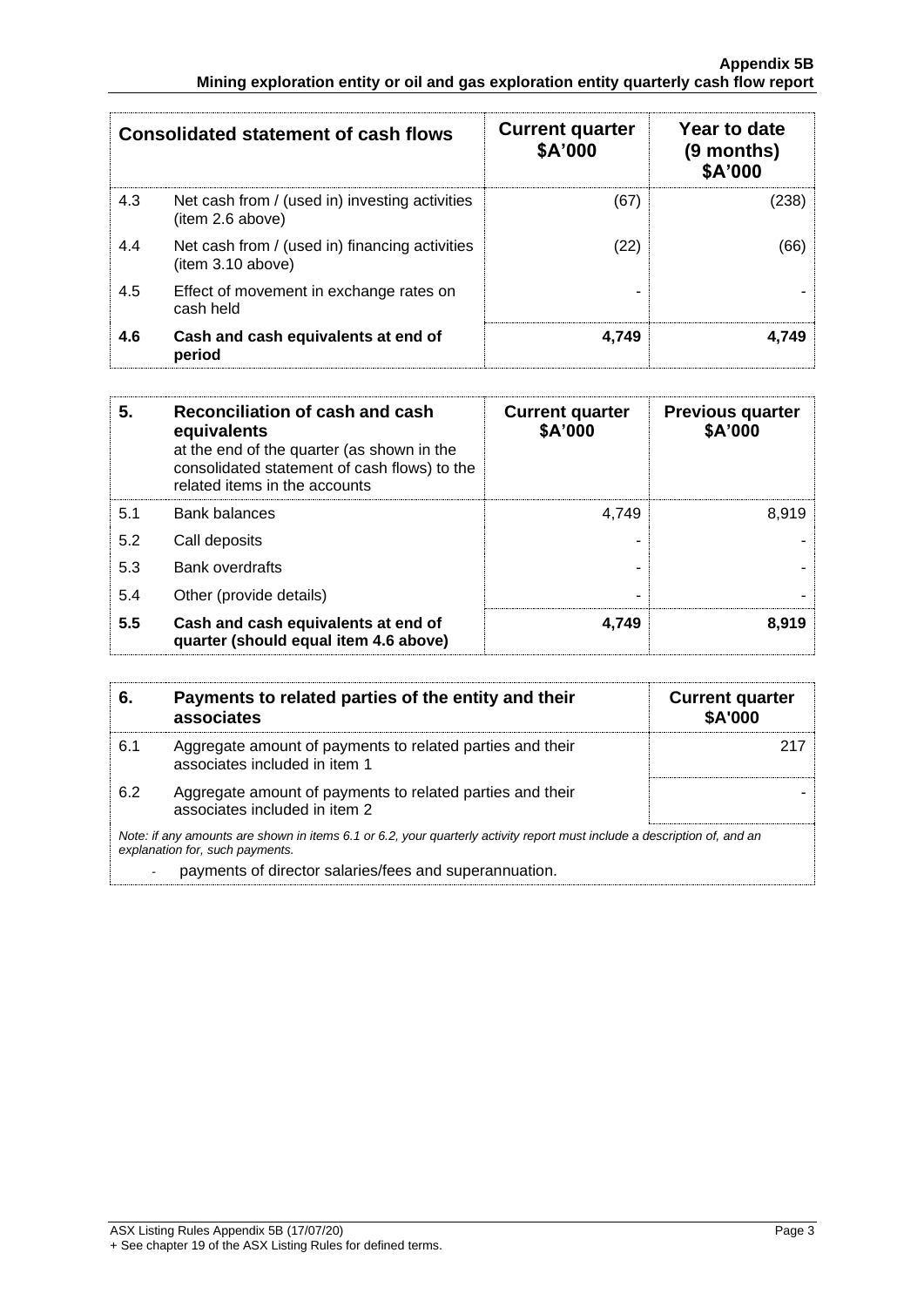| Consolidated statement of cash flows | | Current quarter $A'000 | Year to date (9 months) $A'000 |
|---|---|---|---|
| 4.3 | Net cash from / (used in) investing activities (item 2.6 above) | (67) | (238) |
| 4.4 | Net cash from / (used in) financing activities (item 3.10 above) | (22) | (66) |
| 4.5 | Effect of movement in exchange rates on cash held | - | - |
| **4.6** | **Cash and cash equivalents at end of period** | **4,749** | **4,749** |

| **5.** | **Reconciliation of cash and cash equivalents** at the end of the quarter (as shown in the consolidated statement of cash flows) to the related items in the accounts | **Current quarter $A'000** | **Previous quarter $A'000** |
|---|---|---|---|
| 5.1 | Bank balances | 4,749 | 8,919 |
| 5.2 | Call deposits | - | - |
| 5.3 | Bank overdrafts | - | - |
| 5.4 | Other (provide details) | - | - |
| **5.5** | **Cash and cash equivalents at end of quarter (should equal item 4.6 above)** | **4,749** | **8,919** |

| **6.** | **Payments to related parties of the entity and their associates** | **Current quarter $A'000** |
|---|---|---|
| 6.1 | Aggregate amount of payments to related parties and their associates included in item 1 | 217 |
| 6.2 | Aggregate amount of payments to related parties and their associates included in item 2 | - |

*Note: if any amounts are shown in items 6.1 or 6.2, your quarterly activity report must include a description of, and an explanation for, such payments.*

- payments of director salaries/fees and superannuation.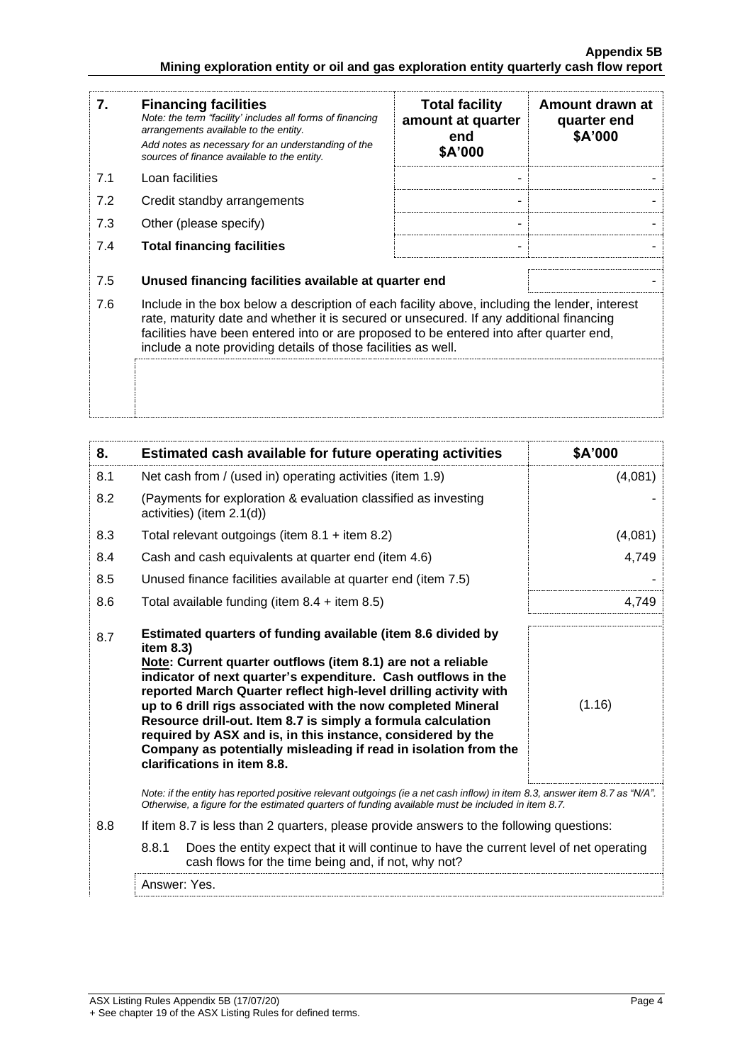| 7. | **Financing facilities**<br>*Note: the term "facility' includes all forms of financing arrangements available to the entity.*<br>*Add notes as necessary for an understanding of the sources of finance available to the entity.* | **Total facility amount at quarter end**<br>**$A'000** | **Amount drawn at quarter end**<br>**$A'000** |
|---|---|---|---|
| 7.1 | Loan facilities | - | - |
| 7.2 | Credit standby arrangements | - | - |
| 7.3 | Other (please specify) | - | - |
| 7.4 | **Total financing facilities** | - | - |

| | | |
|---|---|---|
| 7.5 | **Unused financing facilities available at quarter end** | - |

7.6 Include in the box below a description of each facility above, including the lender, interest rate, maturity date and whether it is secured or unsecured. If any additional financing facilities have been entered into or are proposed to be entered into after quarter end, include a note providing details of those facilities as well.

| 8. | **Estimated cash available for future operating activities** | **$A'000** |
|---|---|---|
| 8.1 | Net cash from / (used in) operating activities (item 1.9) | (4,081) |
| 8.2 | (Payments for exploration & evaluation classified as investing activities) (item 2.1(d)) | - |
| 8.3 | Total relevant outgoings (item 8.1 + item 8.2) | (4,081) |
| 8.4 | Cash and cash equivalents at quarter end (item 4.6) | 4,749 |
| 8.5 | Unused finance facilities available at quarter end (item 7.5) | - |
| 8.6 | Total available funding (item 8.4 + item 8.5) | 4,749 |
| 8.7 | **Estimated quarters of funding available (item 8.6 divided by item 8.3)**<br>**<u>Note</u>: Current quarter outflows (item 8.1) are not a reliable indicator of next quarter's expenditure. Cash outflows in the reported March Quarter reflect high-level drilling activity with up to 6 drill rigs associated with the now completed Mineral Resource drill-out. Item 8.7 is simply a formula calculation required by ASX and is, in this instance, considered by the Company as potentially misleading if read in isolation from the clarifications in item 8.8.** | (1.16) |

*Note: if the entity has reported positive relevant outgoings (ie a net cash inflow) in item 8.3, answer item 8.7 as "N/A". Otherwise, a figure for the estimated quarters of funding available must be included in item 8.7.*

8.8 If item 8.7 is less than 2 quarters, please provide answers to the following questions:

8.8.1 Does the entity expect that it will continue to have the current level of net operating cash flows for the time being and, if not, why not?

Answer: Yes.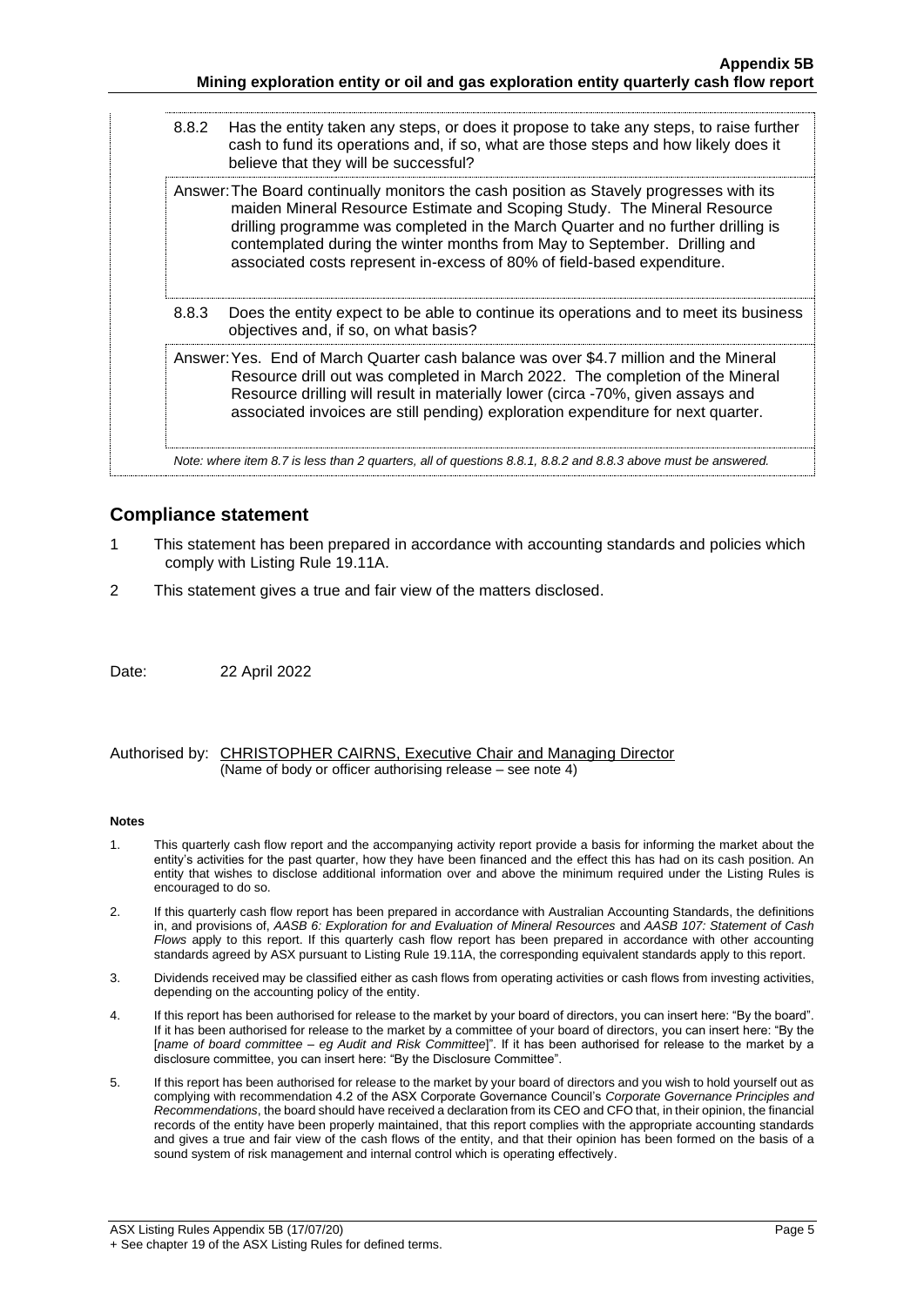8.8.2 Has the entity taken any steps, or does it propose to take any steps, to raise further cash to fund its operations and, if so, what are those steps and how likely does it believe that they will be successful?

Answer: The Board continually monitors the cash position as Stavely progresses with its maiden Mineral Resource Estimate and Scoping Study. The Mineral Resource drilling programme was completed in the March Quarter and no further drilling is contemplated during the winter months from May to September. Drilling and associated costs represent in-excess of 80% of field-based expenditure.

8.8.3 Does the entity expect to be able to continue its operations and to meet its business objectives and, if so, on what basis?

Answer: Yes. End of March Quarter cash balance was over $4.7 million and the Mineral Resource drill out was completed in March 2022. The completion of the Mineral Resource drilling will result in materially lower (circa -70%, given assays and associated invoices are still pending) exploration expenditure for next quarter.

*Note: where item 8.7 is less than 2 quarters, all of questions 8.8.1, 8.8.2 and 8.8.3 above must be answered.*

## Compliance statement

1. This statement has been prepared in accordance with accounting standards and policies which comply with Listing Rule 19.11A.
2. This statement gives a true and fair view of the matters disclosed.

Date: 22 April 2022

Authorised by: CHRISTOPHER CAIRNS, Executive Chair and Managing Director
(Name of body or officer authorising release – see note 4)

**Notes**

1. This quarterly cash flow report and the accompanying activity report provide a basis for informing the market about the entity's activities for the past quarter, how they have been financed and the effect this has had on its cash position. An entity that wishes to disclose additional information over and above the minimum required under the Listing Rules is encouraged to do so.
2. If this quarterly cash flow report has been prepared in accordance with Australian Accounting Standards, the definitions in, and provisions of, *AASB 6: Exploration for and Evaluation of Mineral Resources* and *AASB 107: Statement of Cash Flows* apply to this report. If this quarterly cash flow report has been prepared in accordance with other accounting standards agreed by ASX pursuant to Listing Rule 19.11A, the corresponding equivalent standards apply to this report.
3. Dividends received may be classified either as cash flows from operating activities or cash flows from investing activities, depending on the accounting policy of the entity.
4. If this report has been authorised for release to the market by your board of directors, you can insert here: "By the board". If it has been authorised for release to the market by a committee of your board of directors, you can insert here: "By the [*name of board committee – eg Audit and Risk Committee*]". If it has been authorised for release to the market by a disclosure committee, you can insert here: "By the Disclosure Committee".
5. If this report has been authorised for release to the market by your board of directors and you wish to hold yourself out as complying with recommendation 4.2 of the ASX Corporate Governance Council's *Corporate Governance Principles and Recommendations*, the board should have received a declaration from its CEO and CFO that, in their opinion, the financial records of the entity have been properly maintained, that this report complies with the appropriate accounting standards and gives a true and fair view of the cash flows of the entity, and that their opinion has been formed on the basis of a sound system of risk management and internal control which is operating effectively.